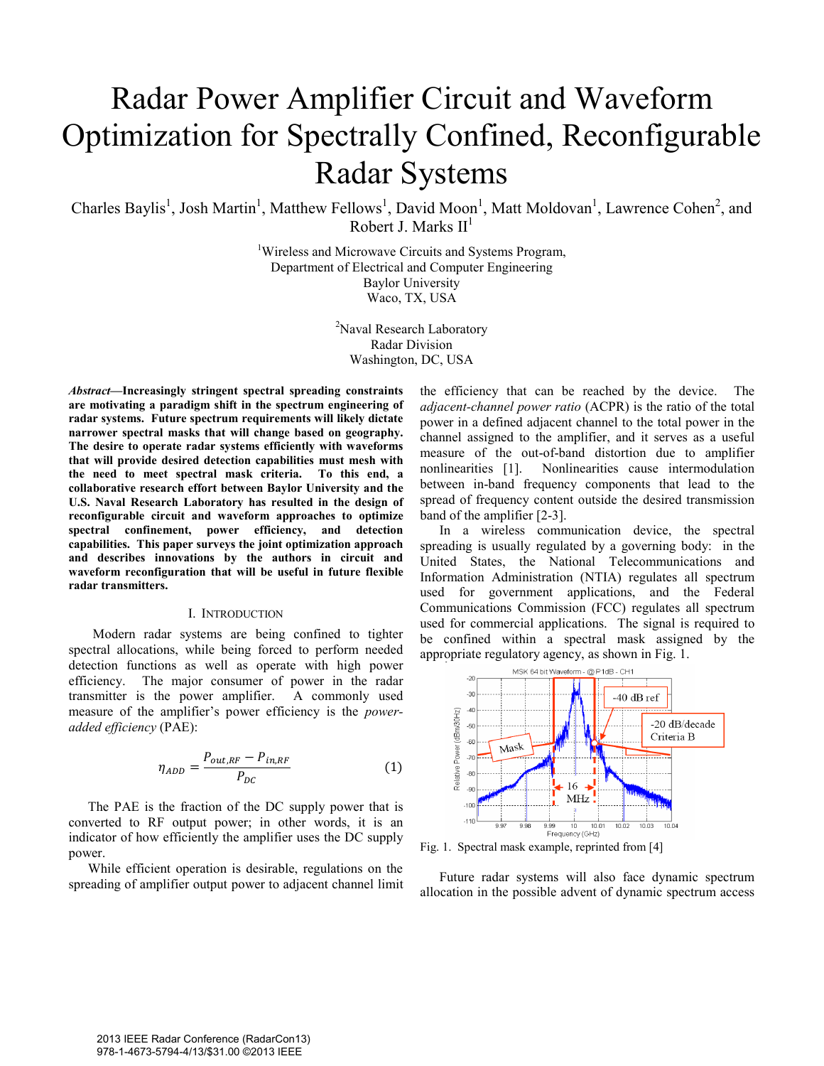# Radar Power Amplifier Circuit and Waveform Optimization for Spectrally Confined, Reconfigurable Radar Systems

Charles Baylis[1], Josh Martin[1], Matthew Fellows[1], David Moon[1], Matt Moldovan[1], Lawrence Cohen[2], and Robert J. Marks II[1]

[1]Wireless and Microwave Circuits and Systems Program,
Department of Electrical and Computer Engineering
Baylor University
Waco, TX, USA

[2]Naval Research Laboratory
Radar Division
Washington, DC, USA

***Abstract*—Increasingly stringent spectral spreading constraints are motivating a paradigm shift in the spectrum engineering of radar systems. Future spectrum requirements will likely dictate narrower spectral masks that will change based on geography. The desire to operate radar systems efficiently with waveforms that will provide desired detection capabilities must mesh with the need to meet spectral mask criteria. To this end, a collaborative research effort between Baylor University and the U.S. Naval Research Laboratory has resulted in the design of reconfigurable circuit and waveform approaches to optimize spectral confinement, power efficiency, and detection capabilities. This paper surveys the joint optimization approach and describes innovations by the authors in circuit and waveform reconfiguration that will be useful in future flexible radar transmitters.**

## I. Introduction

Modern radar systems are being confined to tighter spectral allocations, while being forced to perform needed detection functions as well as operate with high power efficiency. The major consumer of power in the radar transmitter is the power amplifier. A commonly used measure of the amplifier's power efficiency is the *power-added efficiency* (PAE):

$$\eta_{ADD} = \frac{P_{out,RF} - P_{in,RF}}{P_{DC}} \tag{1}$$

The PAE is the fraction of the DC supply power that is converted to RF output power; in other words, it is an indicator of how efficiently the amplifier uses the DC supply power.

While efficient operation is desirable, regulations on the spreading of amplifier output power to adjacent channel limit the efficiency that can be reached by the device. The *adjacent-channel power ratio* (ACPR) is the ratio of the total power in a defined adjacent channel to the total power in the channel assigned to the amplifier, and it serves as a useful measure of the out-of-band distortion due to amplifier nonlinearities [1]. Nonlinearities cause intermodulation between in-band frequency components that lead to the spread of frequency content outside the desired transmission band of the amplifier [2-3].

In a wireless communication device, the spectral spreading is usually regulated by a governing body: in the United States, the National Telecommunications and Information Administration (NTIA) regulates all spectrum used for government applications, and the Federal Communications Commission (FCC) regulates all spectrum used for commercial applications. The signal is required to be confined within a spectral mask assigned by the appropriate regulatory agency, as shown in Fig. 1.

Fig. 1. Spectral mask example, reprinted from [4]

Future radar systems will also face dynamic spectrum allocation in the possible advent of dynamic spectrum access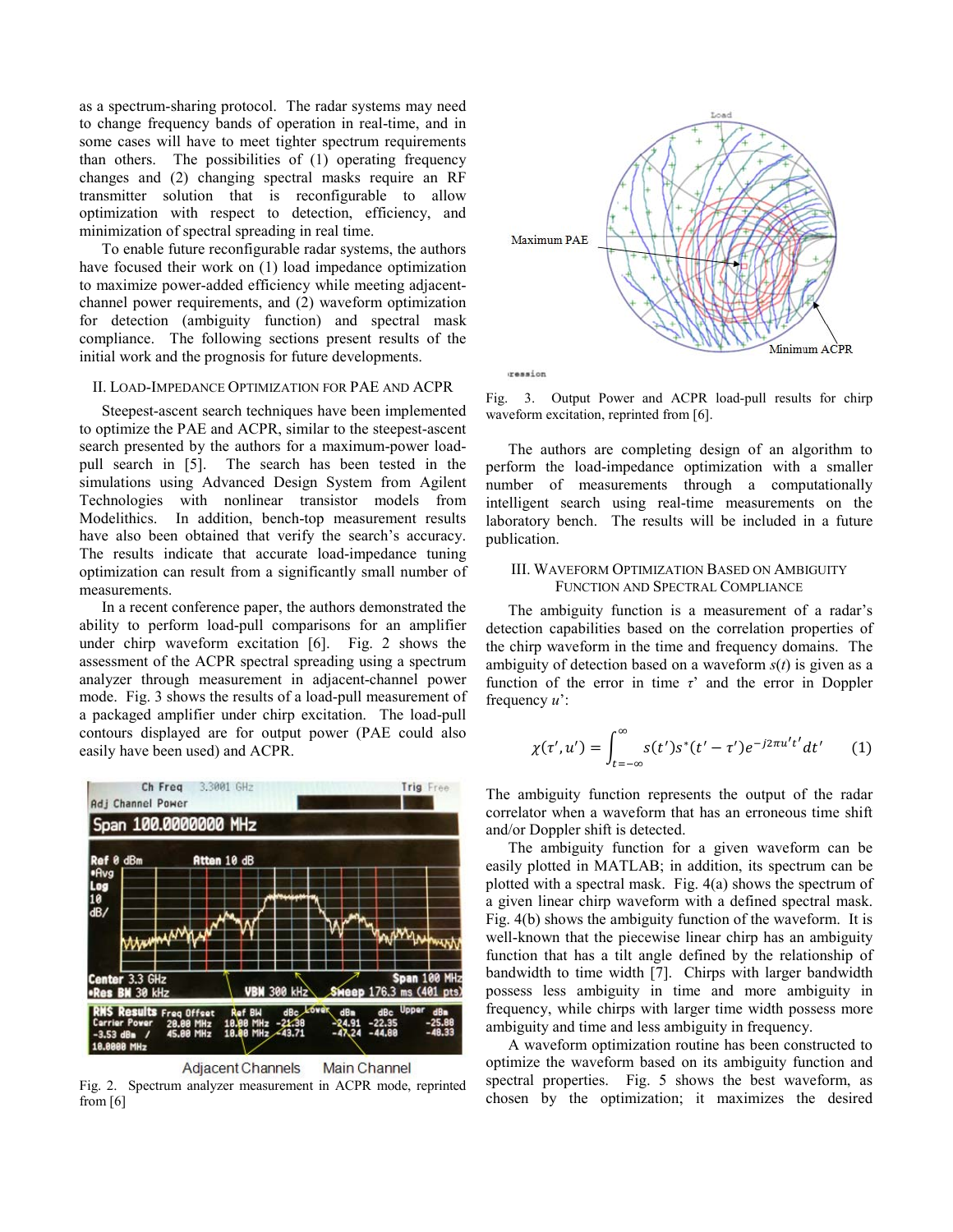as a spectrum-sharing protocol. The radar systems may need to change frequency bands of operation in real-time, and in some cases will have to meet tighter spectrum requirements than others. The possibilities of (1) operating frequency changes and (2) changing spectral masks require an RF transmitter solution that is reconfigurable to allow optimization with respect to detection, efficiency, and minimization of spectral spreading in real time.

To enable future reconfigurable radar systems, the authors have focused their work on (1) load impedance optimization to maximize power-added efficiency while meeting adjacent-channel power requirements, and (2) waveform optimization for detection (ambiguity function) and spectral mask compliance. The following sections present results of the initial work and the prognosis for future developments.

## II. Load-Impedance Optimization for PAE and ACPR

Steepest-ascent search techniques have been implemented to optimize the PAE and ACPR, similar to the steepest-ascent search presented by the authors for a maximum-power load-pull search in [5]. The search has been tested in the simulations using Advanced Design System from Agilent Technologies with nonlinear transistor models from Modelithics. In addition, bench-top measurement results have also been obtained that verify the search's accuracy. The results indicate that accurate load-impedance tuning optimization can result from a significantly small number of measurements.

In a recent conference paper, the authors demonstrated the ability to perform load-pull comparisons for an amplifier under chirp waveform excitation [6]. Fig. 2 shows the assessment of the ACPR spectral spreading using a spectrum analyzer through measurement in adjacent-channel power mode. Fig. 3 shows the results of a load-pull measurement of a packaged amplifier under chirp excitation. The load-pull contours displayed are for output power (PAE could also easily have been used) and ACPR.

Fig. 2. Spectrum analyzer measurement in ACPR mode, reprinted from [6]

Fig. 3. Output Power and ACPR load-pull results for chirp waveform excitation, reprinted from [6].

The authors are completing design of an algorithm to perform the load-impedance optimization with a smaller number of measurements through a computationally intelligent search using real-time measurements on the laboratory bench. The results will be included in a future publication.

## III. Waveform Optimization Based on Ambiguity Function and Spectral Compliance

The ambiguity function is a measurement of a radar's detection capabilities based on the correlation properties of the chirp waveform in the time and frequency domains. The ambiguity of detection based on a waveform $s(t)$ is given as a function of the error in time $\tau'$ and the error in Doppler frequency $u'$:

$$\chi(\tau', u') = \int_{t=-\infty}^{\infty} s(t')s^*(t'-\tau')e^{-j2\pi u' t'}dt' \quad (1)$$

The ambiguity function represents the output of the radar correlator when a waveform that has an erroneous time shift and/or Doppler shift is detected.

The ambiguity function for a given waveform can be easily plotted in MATLAB; in addition, its spectrum can be plotted with a spectral mask. Fig. 4(a) shows the spectrum of a given linear chirp waveform with a defined spectral mask. Fig. 4(b) shows the ambiguity function of the waveform. It is well-known that the piecewise linear chirp has an ambiguity function that has a tilt angle defined by the relationship of bandwidth to time width [7]. Chirps with larger bandwidth possess less ambiguity in time and more ambiguity in frequency, while chirps with larger time width possess more ambiguity and time and less ambiguity in frequency.

A waveform optimization routine has been constructed to optimize the waveform based on its ambiguity function and spectral properties. Fig. 5 shows the best waveform, as chosen by the optimization; it maximizes the desired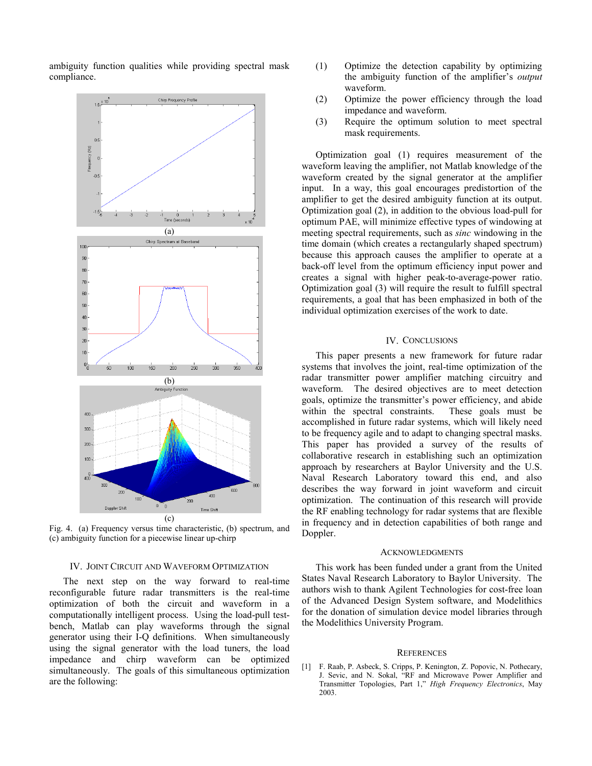ambiguity function qualities while providing spectral mask compliance.

Chirp Frequency Profile

x 10^5

1.5

1

0.5

0

-0.5

-1

-1.5

Frequency (Hz)

-5 -4 -3 -2 -1 0 1 2 3 4 5

Time (seconds)

x 10^-4

(a)

Chirp Spectrum at Baseband

100

90

80

70

60

50

40

30

20

10

0

0 50 100 150 200 250 300 350 400

(b)

Ambiguity Function

400

300

200

100

0

Doppler Shift

400 300 200 100 0

Time Shift

0 200 400 600 800

(c)

Fig. 4. (a) Frequency versus time characteristic, (b) spectrum, and (c) ambiguity function for a piecewise linear up-chirp

## IV. Joint Circuit and Waveform Optimization

The next step on the way forward to real-time reconfigurable future radar transmitters is the real-time optimization of both the circuit and waveform in a computationally intelligent process. Using the load-pull test-bench, Matlab can play waveforms through the signal generator using their I-Q definitions. When simultaneously using the signal generator with the load tuners, the load impedance and chirp waveform can be optimized simultaneously. The goals of this simultaneous optimization are the following:

(1) Optimize the detection capability by optimizing the ambiguity function of the amplifier's *output* waveform.

(2) Optimize the power efficiency through the load impedance and waveform.

(3) Require the optimum solution to meet spectral mask requirements.

Optimization goal (1) requires measurement of the waveform leaving the amplifier, not Matlab knowledge of the waveform created by the signal generator at the amplifier input. In a way, this goal encourages predistortion of the amplifier to get the desired ambiguity function at its output. Optimization goal (2), in addition to the obvious load-pull for optimum PAE, will minimize effective types of windowing at meeting spectral requirements, such as *sinc* windowing in the time domain (which creates a rectangularly shaped spectrum) because this approach causes the amplifier to operate at a back-off level from the optimum efficiency input power and creates a signal with higher peak-to-average-power ratio. Optimization goal (3) will require the result to fulfill spectral requirements, a goal that has been emphasized in both of the individual optimization exercises of the work to date.

## IV. Conclusions

This paper presents a new framework for future radar systems that involves the joint, real-time optimization of the radar transmitter power amplifier matching circuitry and waveform. The desired objectives are to meet detection goals, optimize the transmitter's power efficiency, and abide within the spectral constraints. These goals must be accomplished in future radar systems, which will likely need to be frequency agile and to adapt to changing spectral masks. This paper has provided a survey of the results of collaborative research in establishing such an optimization approach by researchers at Baylor University and the U.S. Naval Research Laboratory toward this end, and also describes the way forward in joint waveform and circuit optimization. The continuation of this research will provide the RF enabling technology for radar systems that are flexible in frequency and in detection capabilities of both range and Doppler.

## Acknowledgments

This work has been funded under a grant from the United States Naval Research Laboratory to Baylor University. The authors wish to thank Agilent Technologies for cost-free loan of the Advanced Design System software, and Modelithics for the donation of simulation device model libraries through the Modelithics University Program.

## References

[1] F. Raab, P. Asbeck, S. Cripps, P. Kenington, Z. Popovic, N. Pothecary, J. Sevic, and N. Sokal, "RF and Microwave Power Amplifier and Transmitter Topologies, Part 1," *High Frequency Electronics*, May 2003.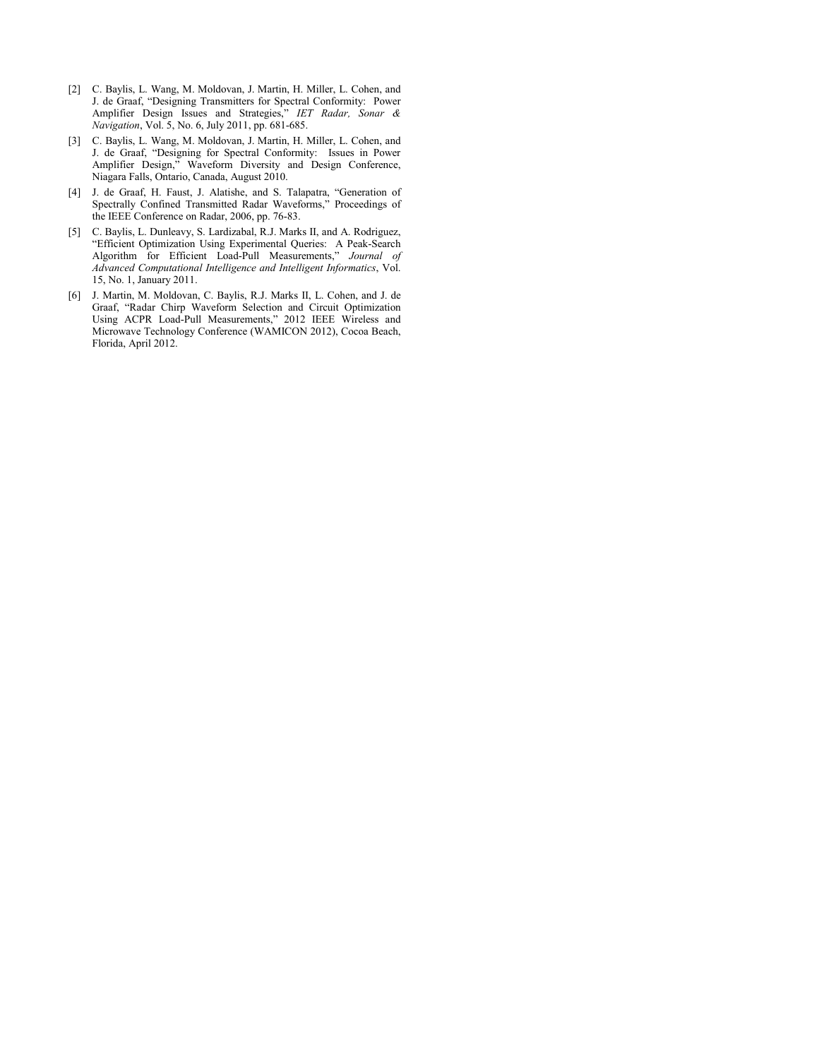[2] C. Baylis, L. Wang, M. Moldovan, J. Martin, H. Miller, L. Cohen, and J. de Graaf, "Designing Transmitters for Spectral Conformity: Power Amplifier Design Issues and Strategies," *IET Radar, Sonar & Navigation*, Vol. 5, No. 6, July 2011, pp. 681-685.

[3] C. Baylis, L. Wang, M. Moldovan, J. Martin, H. Miller, L. Cohen, and J. de Graaf, "Designing for Spectral Conformity: Issues in Power Amplifier Design," Waveform Diversity and Design Conference, Niagara Falls, Ontario, Canada, August 2010.

[4] J. de Graaf, H. Faust, J. Alatishe, and S. Talapatra, "Generation of Spectrally Confined Transmitted Radar Waveforms," Proceedings of the IEEE Conference on Radar, 2006, pp. 76-83.

[5] C. Baylis, L. Dunleavy, S. Lardizabal, R.J. Marks II, and A. Rodriguez, "Efficient Optimization Using Experimental Queries: A Peak-Search Algorithm for Efficient Load-Pull Measurements," *Journal of Advanced Computational Intelligence and Intelligent Informatics*, Vol. 15, No. 1, January 2011.

[6] J. Martin, M. Moldovan, C. Baylis, R.J. Marks II, L. Cohen, and J. de Graaf, "Radar Chirp Waveform Selection and Circuit Optimization Using ACPR Load-Pull Measurements," 2012 IEEE Wireless and Microwave Technology Conference (WAMICON 2012), Cocoa Beach, Florida, April 2012.